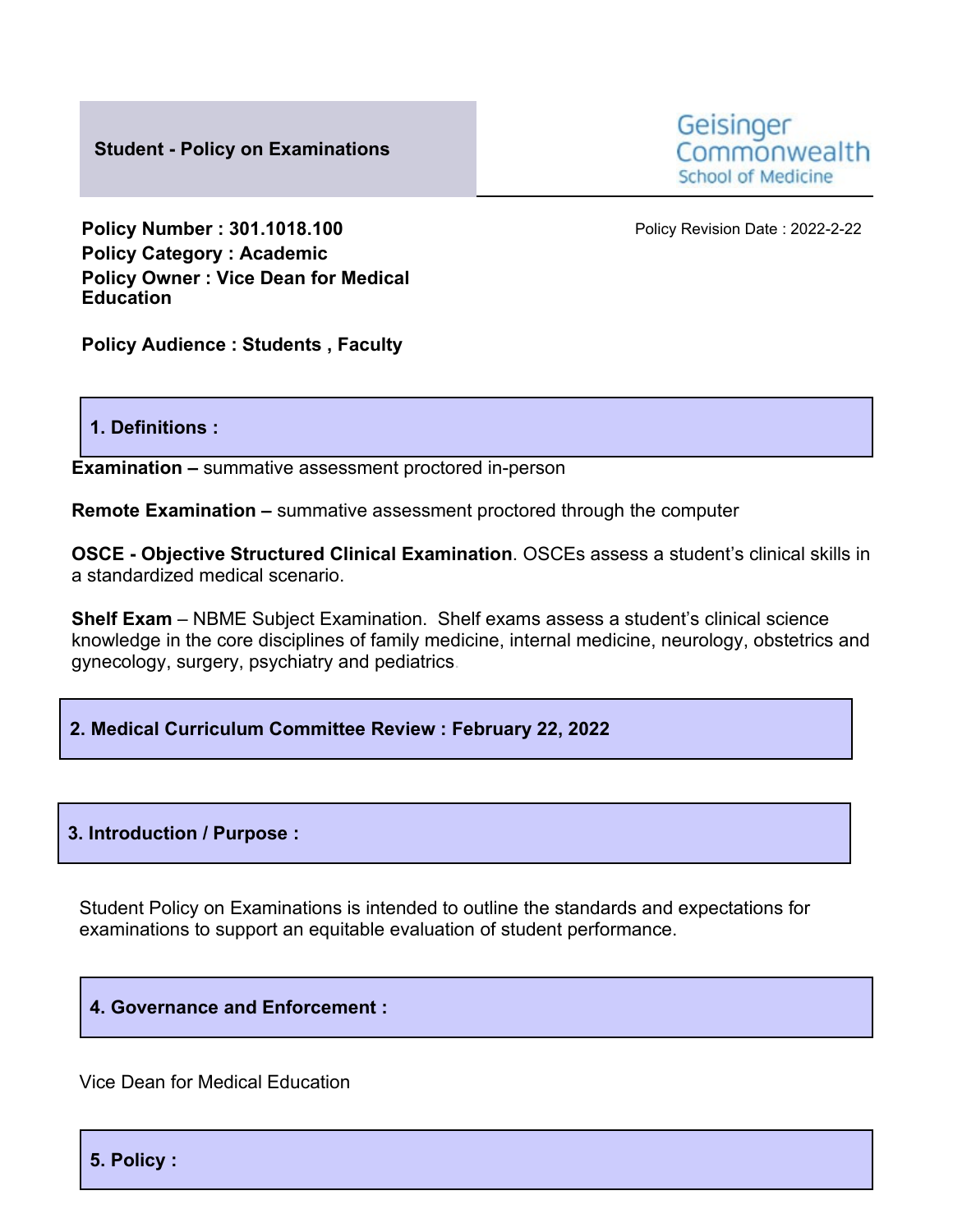**Student - Policy on Examinations**

Geisinger Commonwealth School of Medicine

**Policy Number : 301.1018.100**
**Policy Category : Academic**
**Policy Owner : Vice Dean for Medical Education**

Policy Revision Date : 2022-2-22

**Policy Audience : Students , Faculty**

## 1. Definitions :

**Examination –** summative assessment proctored in-person

**Remote Examination –** summative assessment proctored through the computer

**OSCE - Objective Structured Clinical Examination**. OSCEs assess a student's clinical skills in a standardized medical scenario.

**Shelf Exam** – NBME Subject Examination. Shelf exams assess a student's clinical science knowledge in the core disciplines of family medicine, internal medicine, neurology, obstetrics and gynecology, surgery, psychiatry and pediatrics.

## 2. Medical Curriculum Committee Review : February 22, 2022

## 3. Introduction / Purpose :

Student Policy on Examinations is intended to outline the standards and expectations for examinations to support an equitable evaluation of student performance.

## 4. Governance and Enforcement :

Vice Dean for Medical Education

## 5. Policy :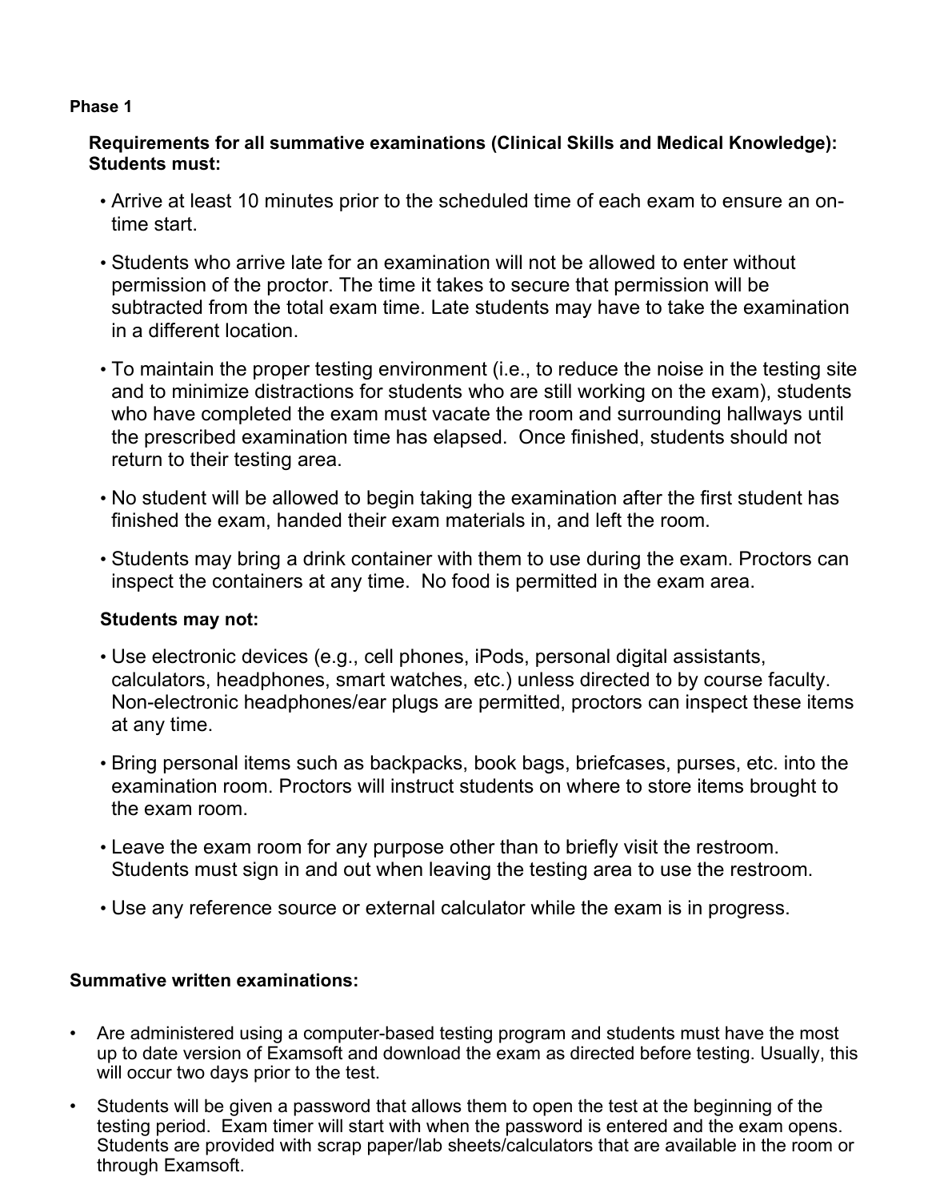**Phase 1**

**Requirements for all summative examinations (Clinical Skills and Medical Knowledge): Students must:**

- Arrive at least 10 minutes prior to the scheduled time of each exam to ensure an on-time start.
- Students who arrive late for an examination will not be allowed to enter without permission of the proctor. The time it takes to secure that permission will be subtracted from the total exam time. Late students may have to take the examination in a different location.
- To maintain the proper testing environment (i.e., to reduce the noise in the testing site and to minimize distractions for students who are still working on the exam), students who have completed the exam must vacate the room and surrounding hallways until the prescribed examination time has elapsed. Once finished, students should not return to their testing area.
- No student will be allowed to begin taking the examination after the first student has finished the exam, handed their exam materials in, and left the room.
- Students may bring a drink container with them to use during the exam. Proctors can inspect the containers at any time. No food is permitted in the exam area.

**Students may not:**

- Use electronic devices (e.g., cell phones, iPods, personal digital assistants, calculators, headphones, smart watches, etc.) unless directed to by course faculty. Non-electronic headphones/ear plugs are permitted, proctors can inspect these items at any time.
- Bring personal items such as backpacks, book bags, briefcases, purses, etc. into the examination room. Proctors will instruct students on where to store items brought to the exam room.
- Leave the exam room for any purpose other than to briefly visit the restroom. Students must sign in and out when leaving the testing area to use the restroom.
- Use any reference source or external calculator while the exam is in progress.

**Summative written examinations:**

- Are administered using a computer-based testing program and students must have the most up to date version of Examsoft and download the exam as directed before testing. Usually, this will occur two days prior to the test.
- Students will be given a password that allows them to open the test at the beginning of the testing period. Exam timer will start with when the password is entered and the exam opens. Students are provided with scrap paper/lab sheets/calculators that are available in the room or through Examsoft.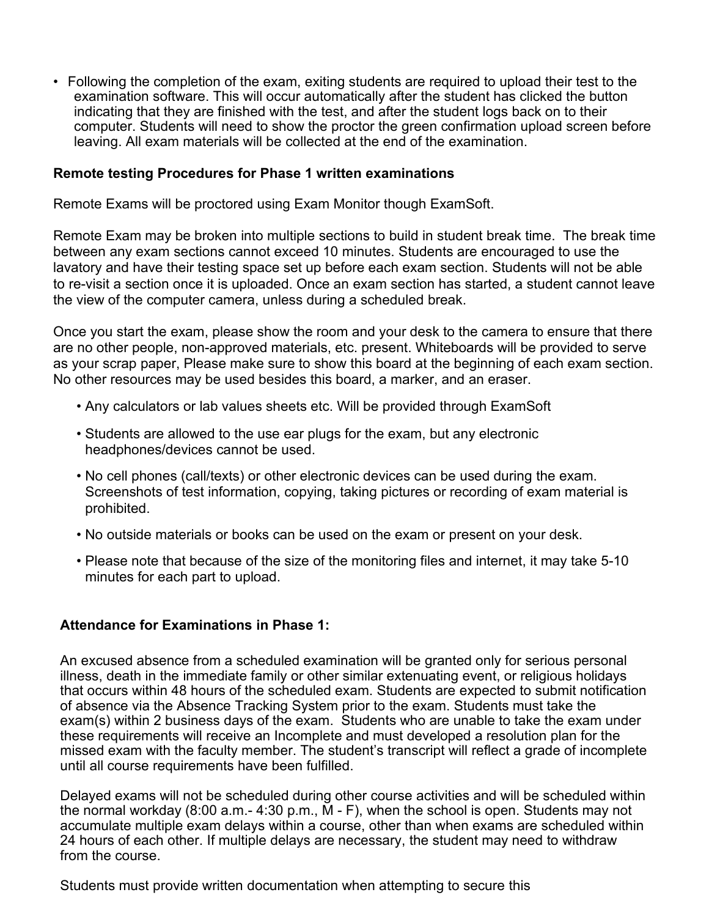- Following the completion of the exam, exiting students are required to upload their test to the examination software. This will occur automatically after the student has clicked the button indicating that they are finished with the test, and after the student logs back on to their computer. Students will need to show the proctor the green confirmation upload screen before leaving. All exam materials will be collected at the end of the examination.

**Remote testing Procedures for Phase 1 written examinations**

Remote Exams will be proctored using Exam Monitor though ExamSoft.

Remote Exam may be broken into multiple sections to build in student break time. The break time between any exam sections cannot exceed 10 minutes. Students are encouraged to use the lavatory and have their testing space set up before each exam section. Students will not be able to re-visit a section once it is uploaded. Once an exam section has started, a student cannot leave the view of the computer camera, unless during a scheduled break.

Once you start the exam, please show the room and your desk to the camera to ensure that there are no other people, non-approved materials, etc. present. Whiteboards will be provided to serve as your scrap paper, Please make sure to show this board at the beginning of each exam section. No other resources may be used besides this board, a marker, and an eraser.

- Any calculators or lab values sheets etc. Will be provided through ExamSoft
- Students are allowed to the use ear plugs for the exam, but any electronic headphones/devices cannot be used.
- No cell phones (call/texts) or other electronic devices can be used during the exam. Screenshots of test information, copying, taking pictures or recording of exam material is prohibited.
- No outside materials or books can be used on the exam or present on your desk.
- Please note that because of the size of the monitoring files and internet, it may take 5-10 minutes for each part to upload.

**Attendance for Examinations in Phase 1:**

An excused absence from a scheduled examination will be granted only for serious personal illness, death in the immediate family or other similar extenuating event, or religious holidays that occurs within 48 hours of the scheduled exam. Students are expected to submit notification of absence via the Absence Tracking System prior to the exam. Students must take the exam(s) within 2 business days of the exam. Students who are unable to take the exam under these requirements will receive an Incomplete and must developed a resolution plan for the missed exam with the faculty member. The student's transcript will reflect a grade of incomplete until all course requirements have been fulfilled.

Delayed exams will not be scheduled during other course activities and will be scheduled within the normal workday (8:00 a.m.- 4:30 p.m., M - F), when the school is open. Students may not accumulate multiple exam delays within a course, other than when exams are scheduled within 24 hours of each other. If multiple delays are necessary, the student may need to withdraw from the course.

Students must provide written documentation when attempting to secure this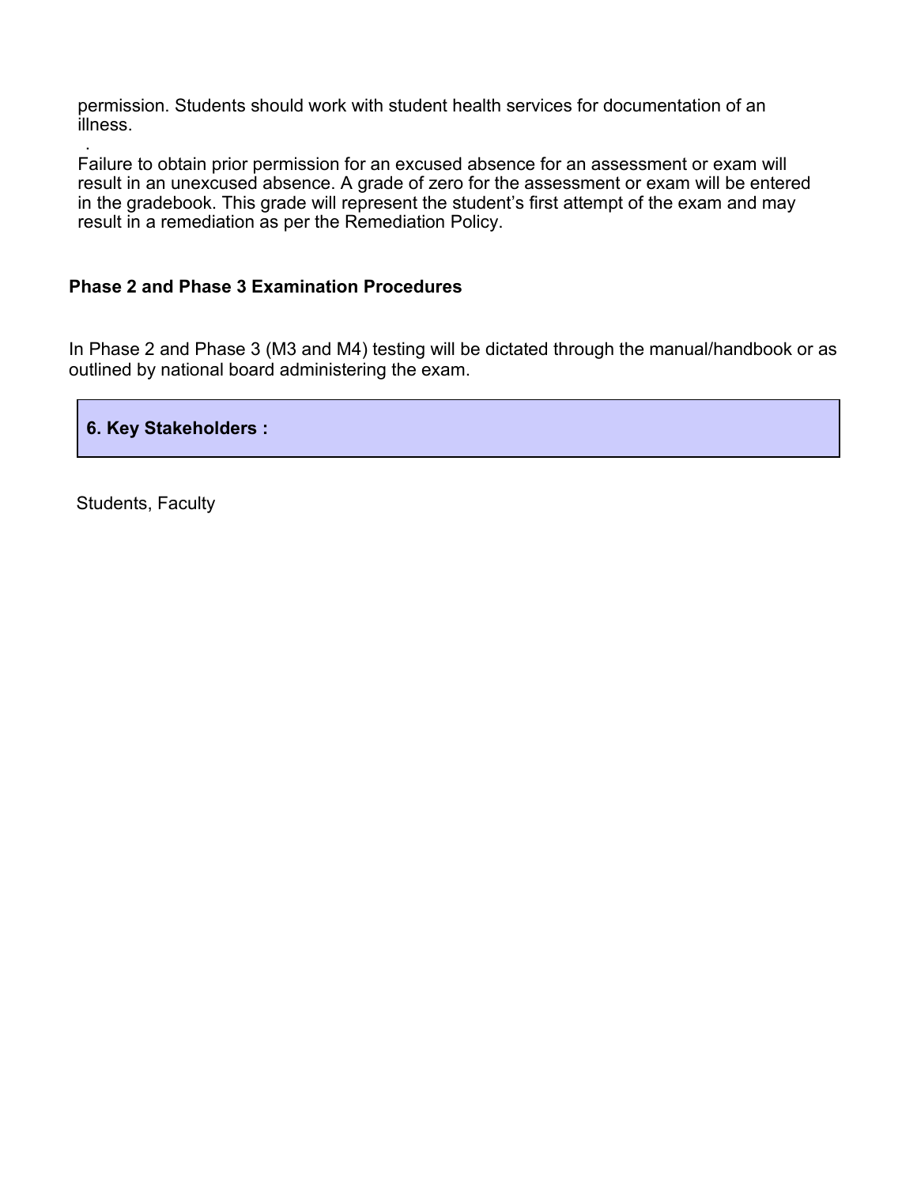permission. Students should work with student health services for documentation of an illness.

.

Failure to obtain prior permission for an excused absence for an assessment or exam will result in an unexcused absence. A grade of zero for the assessment or exam will be entered in the gradebook. This grade will represent the student's first attempt of the exam and may result in a remediation as per the Remediation Policy.

**Phase 2 and Phase 3 Examination Procedures**

In Phase 2 and Phase 3 (M3 and M4) testing will be dictated through the manual/handbook or as outlined by national board administering the exam.

## 6. Key Stakeholders :

Students, Faculty